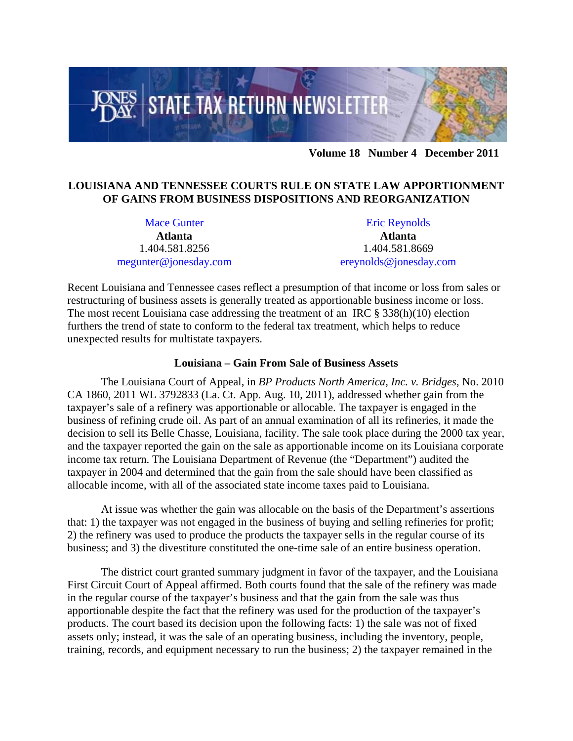**JONES DAY STATE TAX RETURN NEWSLETTER**

**Volume 18 Number 4 December 2011**

## LOUISIANA AND TENNESSEE COURTS RULE ON STATE LAW APPORTIONMENT OF GAINS FROM BUSINESS DISPOSITIONS AND REORGANIZATION

| Mace Gunter | Eric Reynolds |
|---|---|
| **Atlanta** | **Atlanta** |
| 1.404.581.8256 | 1.404.581.8669 |
| megunter@jonesday.com | ereynolds@jonesday.com |

Recent Louisiana and Tennessee cases reflect a presumption of that income or loss from sales or restructuring of business assets is generally treated as apportionable business income or loss. The most recent Louisiana case addressing the treatment of an IRC § 338(h)(10) election furthers the trend of state to conform to the federal tax treatment, which helps to reduce unexpected results for multistate taxpayers.

### Louisiana – Gain From Sale of Business Assets

The Louisiana Court of Appeal, in *BP Products North America, Inc. v. Bridges*, No. 2010 CA 1860, 2011 WL 3792833 (La. Ct. App. Aug. 10, 2011), addressed whether gain from the taxpayer's sale of a refinery was apportionable or allocable. The taxpayer is engaged in the business of refining crude oil. As part of an annual examination of all its refineries, it made the decision to sell its Belle Chasse, Louisiana, facility. The sale took place during the 2000 tax year, and the taxpayer reported the gain on the sale as apportionable income on its Louisiana corporate income tax return. The Louisiana Department of Revenue (the "Department") audited the taxpayer in 2004 and determined that the gain from the sale should have been classified as allocable income, with all of the associated state income taxes paid to Louisiana.

At issue was whether the gain was allocable on the basis of the Department's assertions that: 1) the taxpayer was not engaged in the business of buying and selling refineries for profit; 2) the refinery was used to produce the products the taxpayer sells in the regular course of its business; and 3) the divestiture constituted the one-time sale of an entire business operation.

The district court granted summary judgment in favor of the taxpayer, and the Louisiana First Circuit Court of Appeal affirmed. Both courts found that the sale of the refinery was made in the regular course of the taxpayer's business and that the gain from the sale was thus apportionable despite the fact that the refinery was used for the production of the taxpayer's products. The court based its decision upon the following facts: 1) the sale was not of fixed assets only; instead, it was the sale of an operating business, including the inventory, people, training, records, and equipment necessary to run the business; 2) the taxpayer remained in the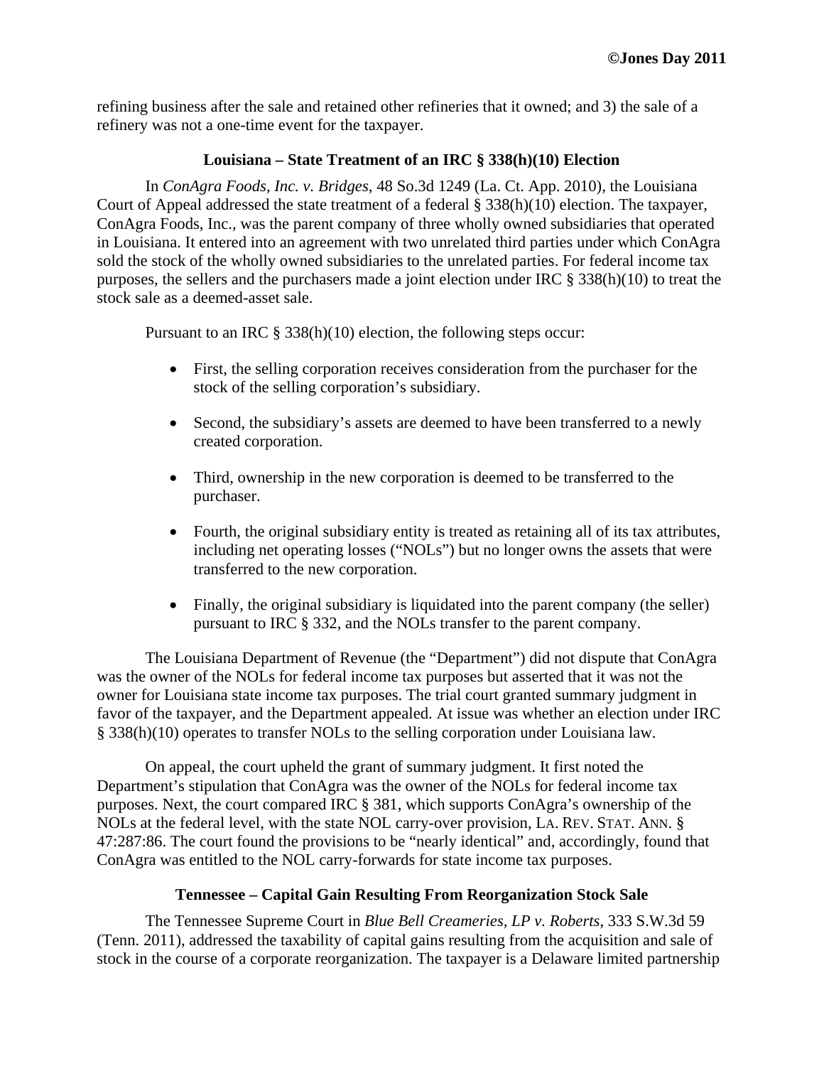refining business after the sale and retained other refineries that it owned; and 3) the sale of a refinery was not a one-time event for the taxpayer.

### Louisiana – State Treatment of an IRC § 338(h)(10) Election

In *ConAgra Foods, Inc. v. Bridges*, 48 So.3d 1249 (La. Ct. App. 2010), the Louisiana Court of Appeal addressed the state treatment of a federal § 338(h)(10) election. The taxpayer, ConAgra Foods, Inc., was the parent company of three wholly owned subsidiaries that operated in Louisiana. It entered into an agreement with two unrelated third parties under which ConAgra sold the stock of the wholly owned subsidiaries to the unrelated parties. For federal income tax purposes, the sellers and the purchasers made a joint election under IRC § 338(h)(10) to treat the stock sale as a deemed-asset sale.

Pursuant to an IRC § 338(h)(10) election, the following steps occur:

- First, the selling corporation receives consideration from the purchaser for the stock of the selling corporation's subsidiary.
- Second, the subsidiary's assets are deemed to have been transferred to a newly created corporation.
- Third, ownership in the new corporation is deemed to be transferred to the purchaser.
- Fourth, the original subsidiary entity is treated as retaining all of its tax attributes, including net operating losses ("NOLs") but no longer owns the assets that were transferred to the new corporation.
- Finally, the original subsidiary is liquidated into the parent company (the seller) pursuant to IRC § 332, and the NOLs transfer to the parent company.

The Louisiana Department of Revenue (the "Department") did not dispute that ConAgra was the owner of the NOLs for federal income tax purposes but asserted that it was not the owner for Louisiana state income tax purposes. The trial court granted summary judgment in favor of the taxpayer, and the Department appealed. At issue was whether an election under IRC § 338(h)(10) operates to transfer NOLs to the selling corporation under Louisiana law.

On appeal, the court upheld the grant of summary judgment. It first noted the Department's stipulation that ConAgra was the owner of the NOLs for federal income tax purposes. Next, the court compared IRC § 381, which supports ConAgra's ownership of the NOLs at the federal level, with the state NOL carry-over provision, LA. REV. STAT. ANN. § 47:287:86. The court found the provisions to be "nearly identical" and, accordingly, found that ConAgra was entitled to the NOL carry-forwards for state income tax purposes.

### Tennessee – Capital Gain Resulting From Reorganization Stock Sale

The Tennessee Supreme Court in *Blue Bell Creameries, LP v. Roberts*, 333 S.W.3d 59 (Tenn. 2011), addressed the taxability of capital gains resulting from the acquisition and sale of stock in the course of a corporate reorganization. The taxpayer is a Delaware limited partnership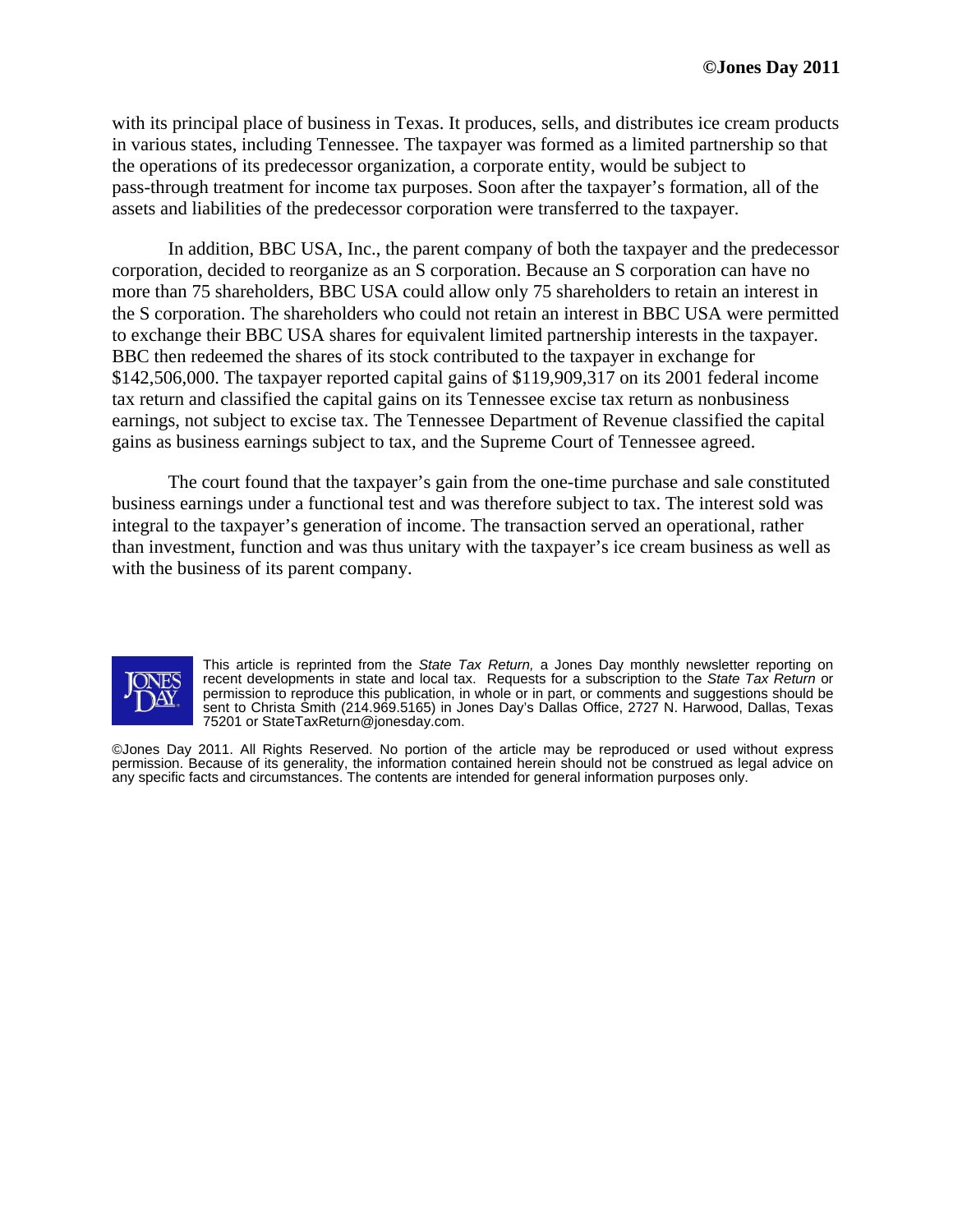with its principal place of business in Texas. It produces, sells, and distributes ice cream products in various states, including Tennessee. The taxpayer was formed as a limited partnership so that the operations of its predecessor organization, a corporate entity, would be subject to pass-through treatment for income tax purposes. Soon after the taxpayer's formation, all of the assets and liabilities of the predecessor corporation were transferred to the taxpayer.

In addition, BBC USA, Inc., the parent company of both the taxpayer and the predecessor corporation, decided to reorganize as an S corporation. Because an S corporation can have no more than 75 shareholders, BBC USA could allow only 75 shareholders to retain an interest in the S corporation. The shareholders who could not retain an interest in BBC USA were permitted to exchange their BBC USA shares for equivalent limited partnership interests in the taxpayer. BBC then redeemed the shares of its stock contributed to the taxpayer in exchange for $142,506,000. The taxpayer reported capital gains of $119,909,317 on its 2001 federal income tax return and classified the capital gains on its Tennessee excise tax return as nonbusiness earnings, not subject to excise tax. The Tennessee Department of Revenue classified the capital gains as business earnings subject to tax, and the Supreme Court of Tennessee agreed.

The court found that the taxpayer's gain from the one-time purchase and sale constituted business earnings under a functional test and was therefore subject to tax. The interest sold was integral to the taxpayer's generation of income. The transaction served an operational, rather than investment, function and was thus unitary with the taxpayer's ice cream business as well as with the business of its parent company.

This article is reprinted from the *State Tax Return,* a Jones Day monthly newsletter reporting on recent developments in state and local tax. Requests for a subscription to the *State Tax Return* or permission to reproduce this publication, in whole or in part, or comments and suggestions should be sent to Christa Smith (214.969.5165) in Jones Day's Dallas Office, 2727 N. Harwood, Dallas, Texas 75201 or StateTaxReturn@jonesday.com.

©Jones Day 2011. All Rights Reserved. No portion of the article may be reproduced or used without express permission. Because of its generality, the information contained herein should not be construed as legal advice on any specific facts and circumstances. The contents are intended for general information purposes only.